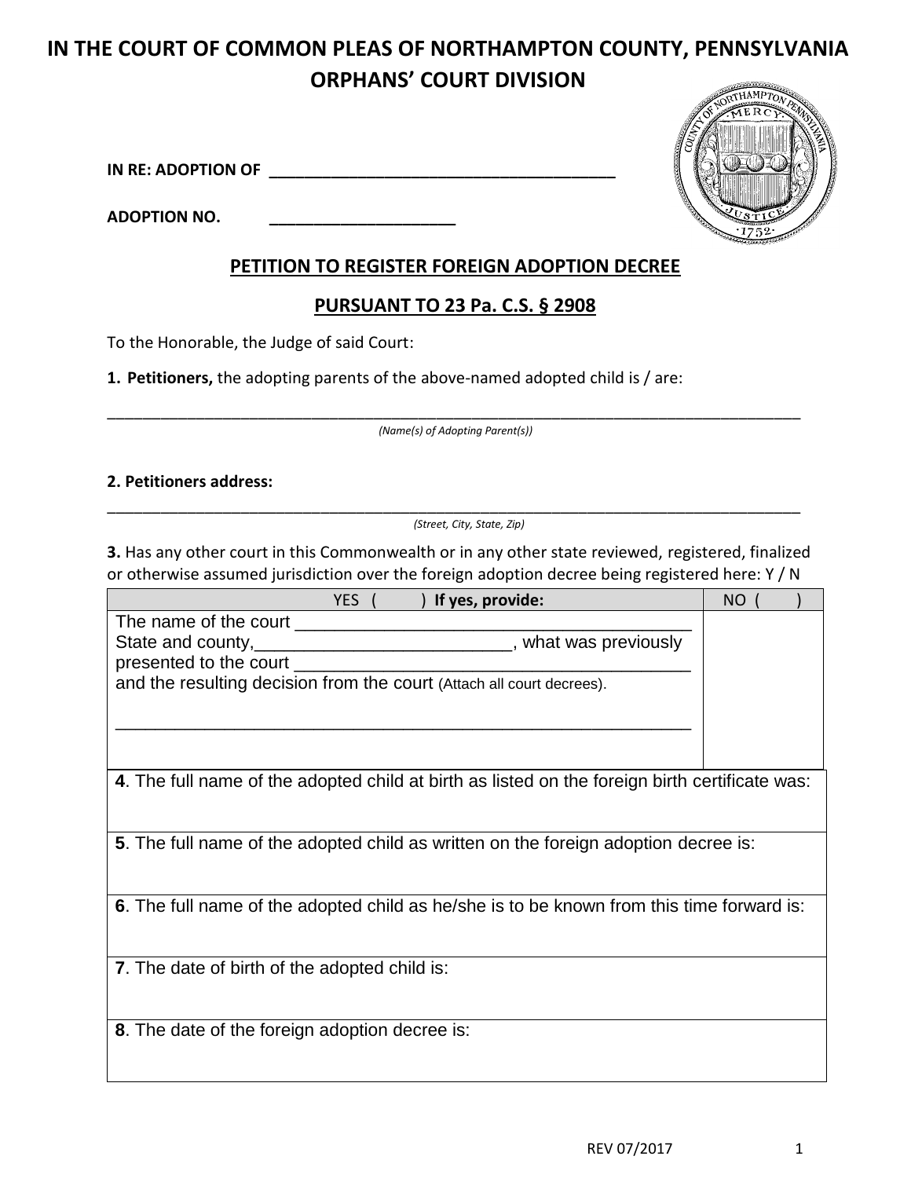# IN THE COURT OF COMMON PLEAS OF NORTHAMPTON COUNTY, PENNSYLVANIA
# ORPHANS' COURT DIVISION

**IN RE: ADOPTION OF** ________________________________________

**ADOPTION NO.** ______________________

## PETITION TO REGISTER FOREIGN ADOPTION DECREE

## PURSUANT TO 23 Pa. C.S. § 2908

To the Honorable, the Judge of said Court:

**1. Petitioners,** the adopting parents of the above-named adopted child is / are:

________________________________________________________________________________

*(Name(s) of Adopting Parent(s))*

**2. Petitioners address:**

________________________________________________________________________________

*(Street, City, State, Zip)*

**3.** Has any other court in this Commonwealth or in any other state reviewed, registered, finalized or otherwise assumed jurisdiction over the foreign adoption decree being registered here: Y / N

| YES ( ) **If yes, provide:** | NO ( ) |
|---|---|
| The name of the court ________________________________________ State and county,__________________________, what was previously presented to the court ________________________________________ and the resulting decision from the court (Attach all court decrees). ____________________________________________________________ | |

| |
|---|
| **4**. The full name of the adopted child at birth as listed on the foreign birth certificate was: |
| **5**. The full name of the adopted child as written on the foreign adoption decree is: |
| **6**. The full name of the adopted child as he/she is to be known from this time forward is: |
| **7**. The date of birth of the adopted child is: |
| **8**. The date of the foreign adoption decree is: |

REV 07/2017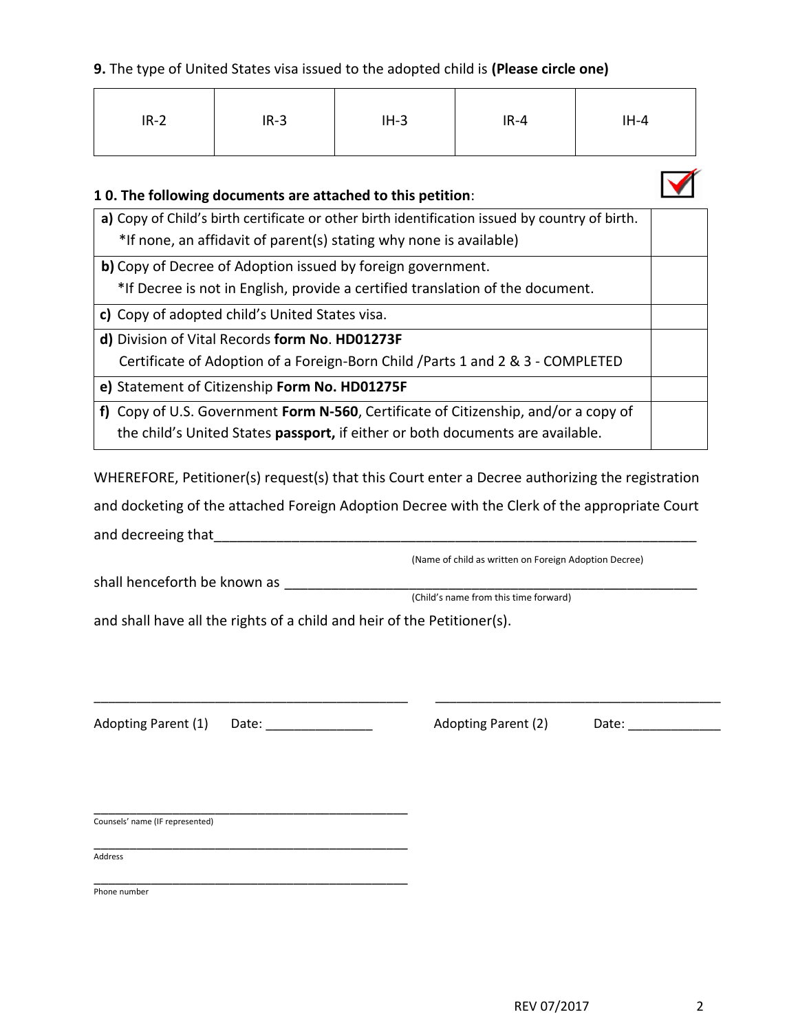**9.** The type of United States visa issued to the adopted child is **(Please circle one)**

| IR-2 | IR-3 | IH-3 | IR-4 | IH-4 |
|---|---|---|---|---|

**1 0. The following documents are attached to this petition**:

| | ☑ |
|---|---|
| **a)** Copy of Child's birth certificate or other birth identification issued by country of birth. *If none, an affidavit of parent(s) stating why none is available) | |
| **b)** Copy of Decree of Adoption issued by foreign government. *If Decree is not in English, provide a certified translation of the document. | |
| **c)** Copy of adopted child's United States visa. | |
| **d)** Division of Vital Records **form No**. **HD01273F** Certificate of Adoption of a Foreign-Born Child /Parts 1 and 2 & 3 - COMPLETED | |
| **e)** Statement of Citizenship **Form No. HD01275F** | |
| **f)** Copy of U.S. Government **Form N-560**, Certificate of Citizenship, and/or a copy of the child's United States **passport,** if either or both documents are available. | |

WHEREFORE, Petitioner(s) request(s) that this Court enter a Decree authorizing the registration and docketing of the attached Foreign Adoption Decree with the Clerk of the appropriate Court and decreeing that_______________________________________________

(Name of child as written on Foreign Adoption Decree)

shall henceforth be known as _______________________________________________

(Child's name from this time forward)

and shall have all the rights of a child and heir of the Petitioner(s).

_______________________________________ _______________________________________

Adopting Parent (1) Date: _______________ Adopting Parent (2) Date: _____________

_______________________________________

Counsels' name (IF represented)

_______________________________________

Address

_______________________________________

Phone number

REV 07/2017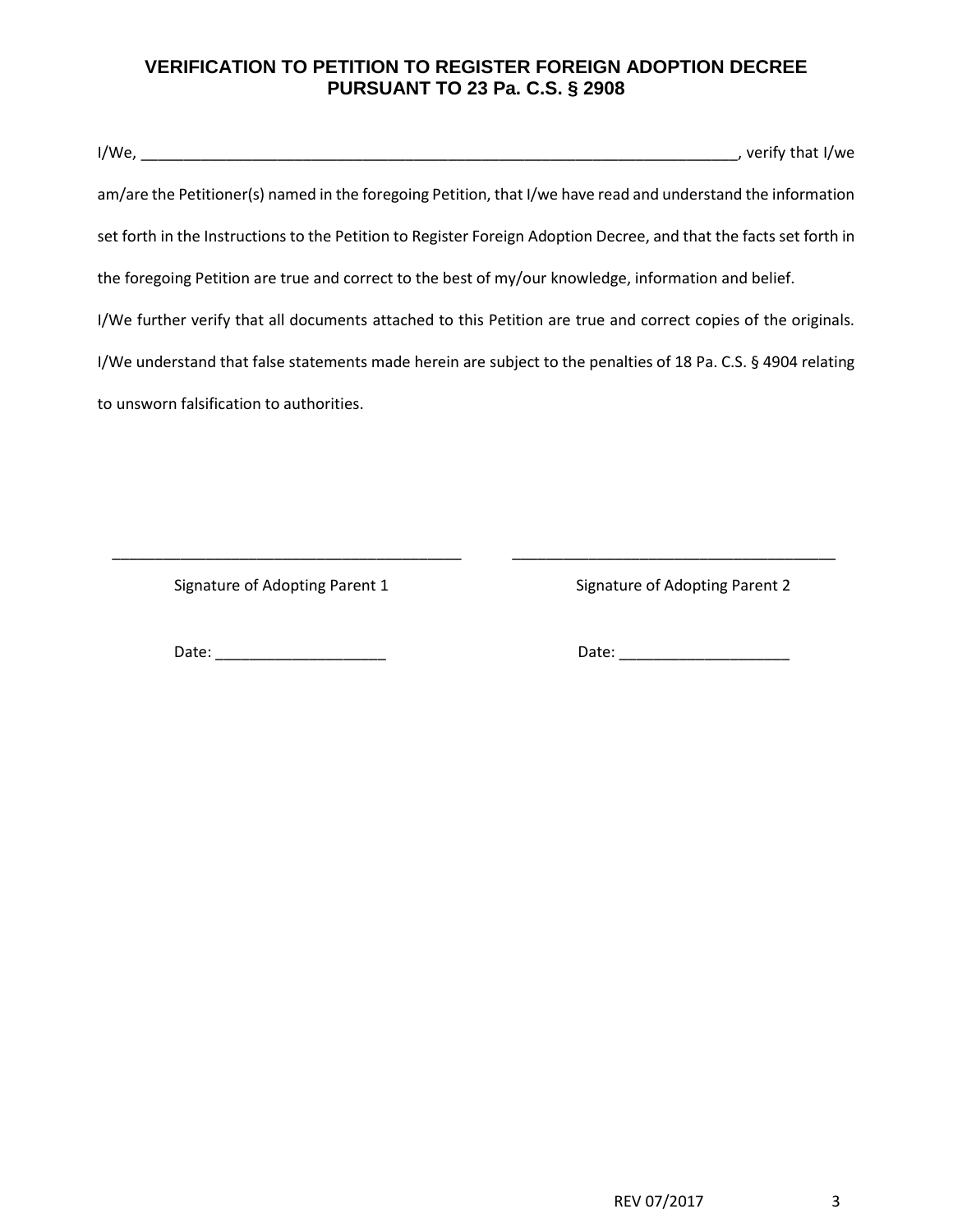# VERIFICATION TO PETITION TO REGISTER FOREIGN ADOPTION DECREE PURSUANT TO 23 Pa. C.S. § 2908

I/We, ______________________________________________________________________, verify that I/we am/are the Petitioner(s) named in the foregoing Petition, that I/we have read and understand the information set forth in the Instructions to the Petition to Register Foreign Adoption Decree, and that the facts set forth in the foregoing Petition are true and correct to the best of my/our knowledge, information and belief.

I/We further verify that all documents attached to this Petition are true and correct copies of the originals. I/We understand that false statements made herein are subject to the penalties of 18 Pa. C.S. § 4904 relating to unsworn falsification to authorities.

_________________________________________ Signature of Adopting Parent 1

Date: ____________________

_________________________________________ Signature of Adopting Parent 2

Date: ____________________

REV 07/2017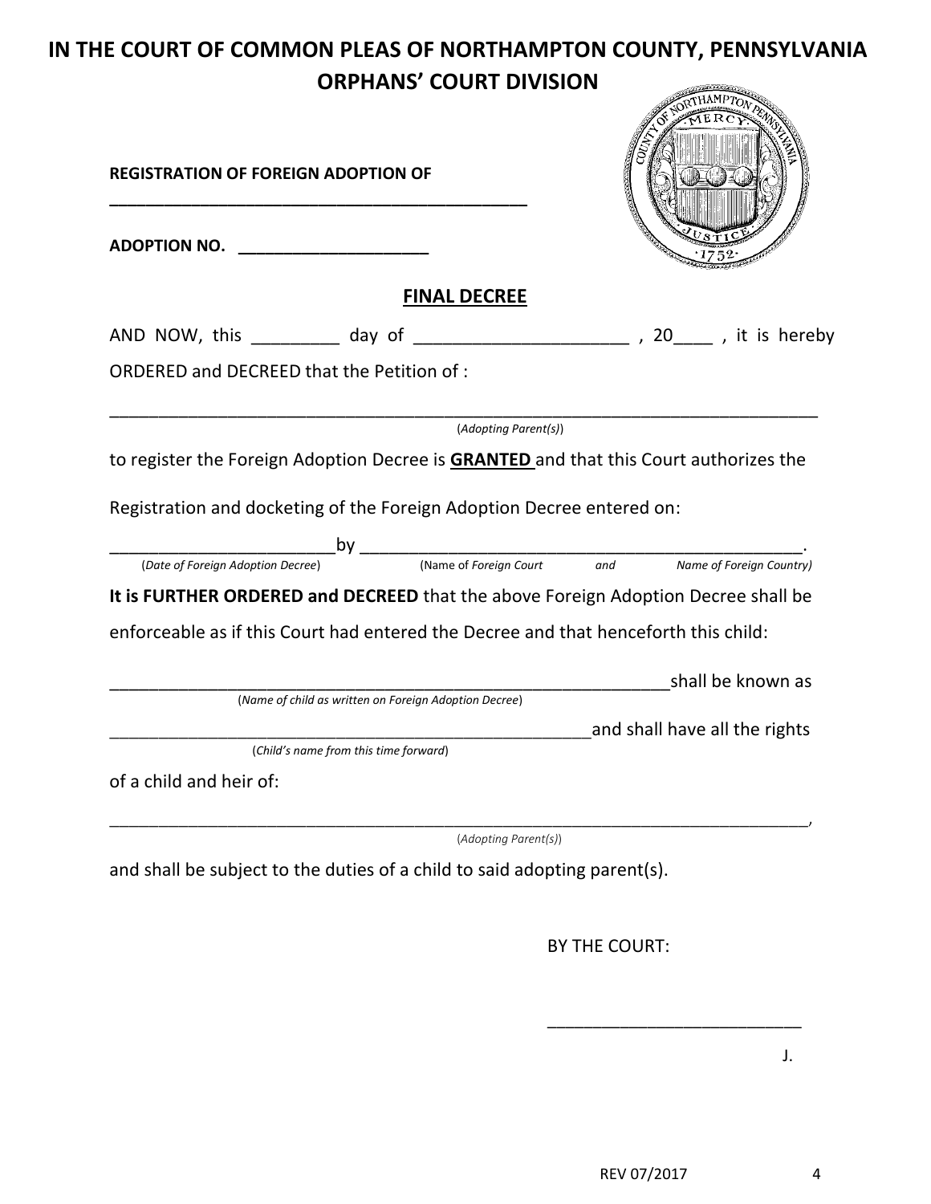# IN THE COURT OF COMMON PLEAS OF NORTHAMPTON COUNTY, PENNSYLVANIA
## ORPHANS' COURT DIVISION

**REGISTRATION OF FOREIGN ADOPTION OF**

**_____________________________________________**

**ADOPTION NO. ____________________**

### FINAL DECREE

AND NOW, this _________ day of _____________________ , 20____ , it is hereby ORDERED and DECREED that the Petition of :

___________________________________________________________________________
(*Adopting Parent(s)*)

to register the Foreign Adoption Decree is **GRANTED** and that this Court authorizes the Registration and docketing of the Foreign Adoption Decree entered on:

_______________________by _______________________________________________.
(*Date of Foreign Adoption Decree*) (Name of *Foreign Court* *and* *Name of Foreign Country)*

**It is FURTHER ORDERED and DECREED** that the above Foreign Adoption Decree shall be enforceable as if this Court had entered the Decree and that henceforth this child:

___________________________________________________________shall be known as
(*Name of child as written on Foreign Adoption Decree*)

______________________________________________________and shall have all the rights
(*Child's name from this time forward*)

of a child and heir of:

___________________________________________________________________________,
(*Adopting Parent(s)*)

and shall be subject to the duties of a child to said adopting parent(s).

BY THE COURT:

__________________________
J.

REV 07/2017